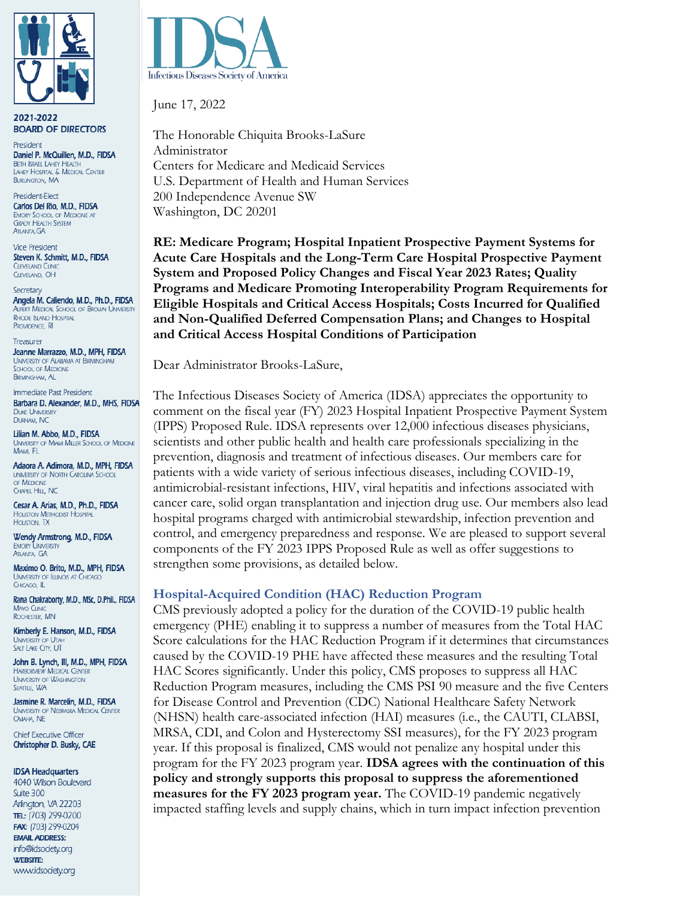**2021-2022 BOARD OF DIRECTORS**

President
**Daniel P. McQuillen, M.D., FIDSA**
Beth Israel Lahey Health
Lahey Hospital & Medical Center
Burlington, MA

President-Elect
**Carlos Del Rio, M.D., FIDSA**
Emory School of Medicine at
Grady Health System
Atlanta, GA

Vice President
**Steven K. Schmitt, M.D., FIDSA**
Cleveland Clinic
Cleveland, OH

Secretary
**Angela M. Caliendo, M.D., Ph.D., FIDSA**
Alpert Medical School of Brown University
Rhode Island Hospital
Providence, RI

Treasurer
**Jeanne Marrazzo, M.D., MPH, FIDSA**
University of Alabama at Birmingham
School of Medicine
Birmingham, AL

Immediate Past President
**Barbara D. Alexander, M.D., MHS, FIDSA**
Duke University
Durham, NC

**Lilian M. Abbo, M.D., FIDSA**
University of Miami Miller School of Medicine
Miami, FL

**Adaora A. Adimora, M.D., MPH, FIDSA**
University of North Carolina School
of Medicine
Chapel Hill, NC

**Cesar A. Arias, M.D., Ph.D., FIDSA**
Houston Methodist Hospital
Houston, TX

**Wendy Armstrong, M.D., FIDSA**
Emory University
Atlanta, GA

**Maximo O. Brito, M.D., MPH, FIDSA**
University of Illinois at Chicago
Chicago, IL

**Rana Chakraborty, M.D., MSc, D.Phil., FIDSA**
Mayo Clinic
Rochester, MN

**Kimberly E. Hanson, M.D., FIDSA**
University of Utah
Salt Lake City, UT

**John B. Lynch, III, M.D., MPH, FIDSA**
Harborview Medical Center
University of Washington
Seattle, WA

**Jasmine R. Marcelin, M.D., FIDSA**
University of Nebraska Medical Center
Omaha, NE

Chief Executive Officer
**Christopher D. Busky, CAE**

**IDSA Headquarters**
4040 Wilson Boulevard
Suite 300
Arlington, VA 22203
**TEL:** (703) 299-0200
**FAX:** (703) 299-0204
**EMAIL ADDRESS:**
info@idsociety.org
**WEBSITE:**
www.idsociety.org

IDSA
Infectious Diseases Society of America

June 17, 2022

The Honorable Chiquita Brooks-LaSure
Administrator
Centers for Medicare and Medicaid Services
U.S. Department of Health and Human Services
200 Independence Avenue SW
Washington, DC 20201

**RE: Medicare Program; Hospital Inpatient Prospective Payment Systems for Acute Care Hospitals and the Long-Term Care Hospital Prospective Payment System and Proposed Policy Changes and Fiscal Year 2023 Rates; Quality Programs and Medicare Promoting Interoperability Program Requirements for Eligible Hospitals and Critical Access Hospitals; Costs Incurred for Qualified and Non-Qualified Deferred Compensation Plans; and Changes to Hospital and Critical Access Hospital Conditions of Participation**

Dear Administrator Brooks-LaSure,

The Infectious Diseases Society of America (IDSA) appreciates the opportunity to comment on the fiscal year (FY) 2023 Hospital Inpatient Prospective Payment System (IPPS) Proposed Rule. IDSA represents over 12,000 infectious diseases physicians, scientists and other public health and health care professionals specializing in the prevention, diagnosis and treatment of infectious diseases. Our members care for patients with a wide variety of serious infectious diseases, including COVID-19, antimicrobial-resistant infections, HIV, viral hepatitis and infections associated with cancer care, solid organ transplantation and injection drug use. Our members also lead hospital programs charged with antimicrobial stewardship, infection prevention and control, and emergency preparedness and response. We are pleased to support several components of the FY 2023 IPPS Proposed Rule as well as offer suggestions to strengthen some provisions, as detailed below.

## Hospital-Acquired Condition (HAC) Reduction Program

CMS previously adopted a policy for the duration of the COVID-19 public health emergency (PHE) enabling it to suppress a number of measures from the Total HAC Score calculations for the HAC Reduction Program if it determines that circumstances caused by the COVID-19 PHE have affected these measures and the resulting Total HAC Scores significantly. Under this policy, CMS proposes to suppress all HAC Reduction Program measures, including the CMS PSI 90 measure and the five Centers for Disease Control and Prevention (CDC) National Healthcare Safety Network (NHSN) health care-associated infection (HAI) measures (i.e., the CAUTI, CLABSI, MRSA, CDI, and Colon and Hysterectomy SSI measures), for the FY 2023 program year. If this proposal is finalized, CMS would not penalize any hospital under this program for the FY 2023 program year. **IDSA agrees with the continuation of this policy and strongly supports this proposal to suppress the aforementioned measures for the FY 2023 program year.** The COVID-19 pandemic negatively impacted staffing levels and supply chains, which in turn impact infection prevention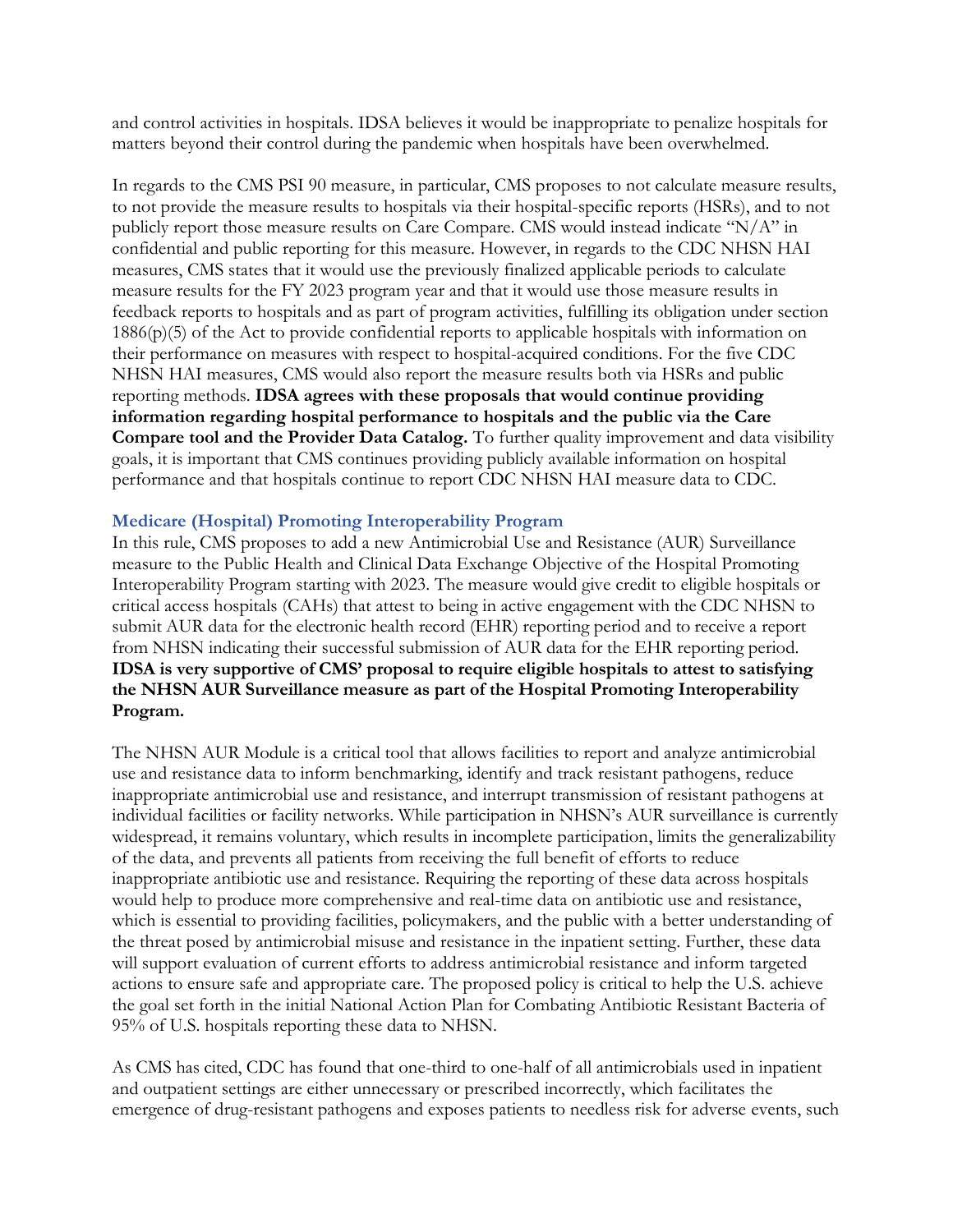and control activities in hospitals. IDSA believes it would be inappropriate to penalize hospitals for matters beyond their control during the pandemic when hospitals have been overwhelmed.

In regards to the CMS PSI 90 measure, in particular, CMS proposes to not calculate measure results, to not provide the measure results to hospitals via their hospital-specific reports (HSRs), and to not publicly report those measure results on Care Compare. CMS would instead indicate "N/A" in confidential and public reporting for this measure. However, in regards to the CDC NHSN HAI measures, CMS states that it would use the previously finalized applicable periods to calculate measure results for the FY 2023 program year and that it would use those measure results in feedback reports to hospitals and as part of program activities, fulfilling its obligation under section 1886(p)(5) of the Act to provide confidential reports to applicable hospitals with information on their performance on measures with respect to hospital-acquired conditions. For the five CDC NHSN HAI measures, CMS would also report the measure results both via HSRs and public reporting methods. **IDSA agrees with these proposals that would continue providing information regarding hospital performance to hospitals and the public via the Care Compare tool and the Provider Data Catalog.** To further quality improvement and data visibility goals, it is important that CMS continues providing publicly available information on hospital performance and that hospitals continue to report CDC NHSN HAI measure data to CDC.

### Medicare (Hospital) Promoting Interoperability Program

In this rule, CMS proposes to add a new Antimicrobial Use and Resistance (AUR) Surveillance measure to the Public Health and Clinical Data Exchange Objective of the Hospital Promoting Interoperability Program starting with 2023. The measure would give credit to eligible hospitals or critical access hospitals (CAHs) that attest to being in active engagement with the CDC NHSN to submit AUR data for the electronic health record (EHR) reporting period and to receive a report from NHSN indicating their successful submission of AUR data for the EHR reporting period. **IDSA is very supportive of CMS' proposal to require eligible hospitals to attest to satisfying the NHSN AUR Surveillance measure as part of the Hospital Promoting Interoperability Program.**

The NHSN AUR Module is a critical tool that allows facilities to report and analyze antimicrobial use and resistance data to inform benchmarking, identify and track resistant pathogens, reduce inappropriate antimicrobial use and resistance, and interrupt transmission of resistant pathogens at individual facilities or facility networks. While participation in NHSN's AUR surveillance is currently widespread, it remains voluntary, which results in incomplete participation, limits the generalizability of the data, and prevents all patients from receiving the full benefit of efforts to reduce inappropriate antibiotic use and resistance. Requiring the reporting of these data across hospitals would help to produce more comprehensive and real-time data on antibiotic use and resistance, which is essential to providing facilities, policymakers, and the public with a better understanding of the threat posed by antimicrobial misuse and resistance in the inpatient setting. Further, these data will support evaluation of current efforts to address antimicrobial resistance and inform targeted actions to ensure safe and appropriate care. The proposed policy is critical to help the U.S. achieve the goal set forth in the initial National Action Plan for Combating Antibiotic Resistant Bacteria of 95% of U.S. hospitals reporting these data to NHSN.

As CMS has cited, CDC has found that one-third to one-half of all antimicrobials used in inpatient and outpatient settings are either unnecessary or prescribed incorrectly, which facilitates the emergence of drug-resistant pathogens and exposes patients to needless risk for adverse events, such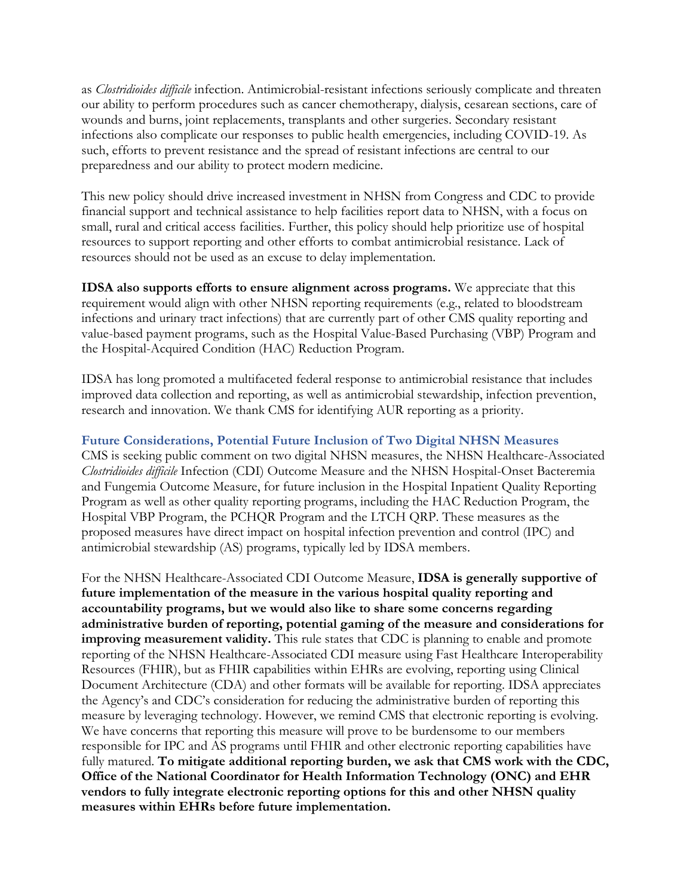as *Clostridioides difficile* infection. Antimicrobial-resistant infections seriously complicate and threaten our ability to perform procedures such as cancer chemotherapy, dialysis, cesarean sections, care of wounds and burns, joint replacements, transplants and other surgeries. Secondary resistant infections also complicate our responses to public health emergencies, including COVID-19. As such, efforts to prevent resistance and the spread of resistant infections are central to our preparedness and our ability to protect modern medicine.

This new policy should drive increased investment in NHSN from Congress and CDC to provide financial support and technical assistance to help facilities report data to NHSN, with a focus on small, rural and critical access facilities. Further, this policy should help prioritize use of hospital resources to support reporting and other efforts to combat antimicrobial resistance. Lack of resources should not be used as an excuse to delay implementation.

**IDSA also supports efforts to ensure alignment across programs.** We appreciate that this requirement would align with other NHSN reporting requirements (e.g., related to bloodstream infections and urinary tract infections) that are currently part of other CMS quality reporting and value-based payment programs, such as the Hospital Value-Based Purchasing (VBP) Program and the Hospital-Acquired Condition (HAC) Reduction Program.

IDSA has long promoted a multifaceted federal response to antimicrobial resistance that includes improved data collection and reporting, as well as antimicrobial stewardship, infection prevention, research and innovation. We thank CMS for identifying AUR reporting as a priority.

### Future Considerations, Potential Future Inclusion of Two Digital NHSN Measures

CMS is seeking public comment on two digital NHSN measures, the NHSN Healthcare-Associated *Clostridioides difficile* Infection (CDI) Outcome Measure and the NHSN Hospital-Onset Bacteremia and Fungemia Outcome Measure, for future inclusion in the Hospital Inpatient Quality Reporting Program as well as other quality reporting programs, including the HAC Reduction Program, the Hospital VBP Program, the PCHQR Program and the LTCH QRP. These measures as the proposed measures have direct impact on hospital infection prevention and control (IPC) and antimicrobial stewardship (AS) programs, typically led by IDSA members.

For the NHSN Healthcare-Associated CDI Outcome Measure, **IDSA is generally supportive of future implementation of the measure in the various hospital quality reporting and accountability programs, but we would also like to share some concerns regarding administrative burden of reporting, potential gaming of the measure and considerations for improving measurement validity.** This rule states that CDC is planning to enable and promote reporting of the NHSN Healthcare-Associated CDI measure using Fast Healthcare Interoperability Resources (FHIR), but as FHIR capabilities within EHRs are evolving, reporting using Clinical Document Architecture (CDA) and other formats will be available for reporting. IDSA appreciates the Agency's and CDC's consideration for reducing the administrative burden of reporting this measure by leveraging technology. However, we remind CMS that electronic reporting is evolving. We have concerns that reporting this measure will prove to be burdensome to our members responsible for IPC and AS programs until FHIR and other electronic reporting capabilities have fully matured. **To mitigate additional reporting burden, we ask that CMS work with the CDC, Office of the National Coordinator for Health Information Technology (ONC) and EHR vendors to fully integrate electronic reporting options for this and other NHSN quality measures within EHRs before future implementation.**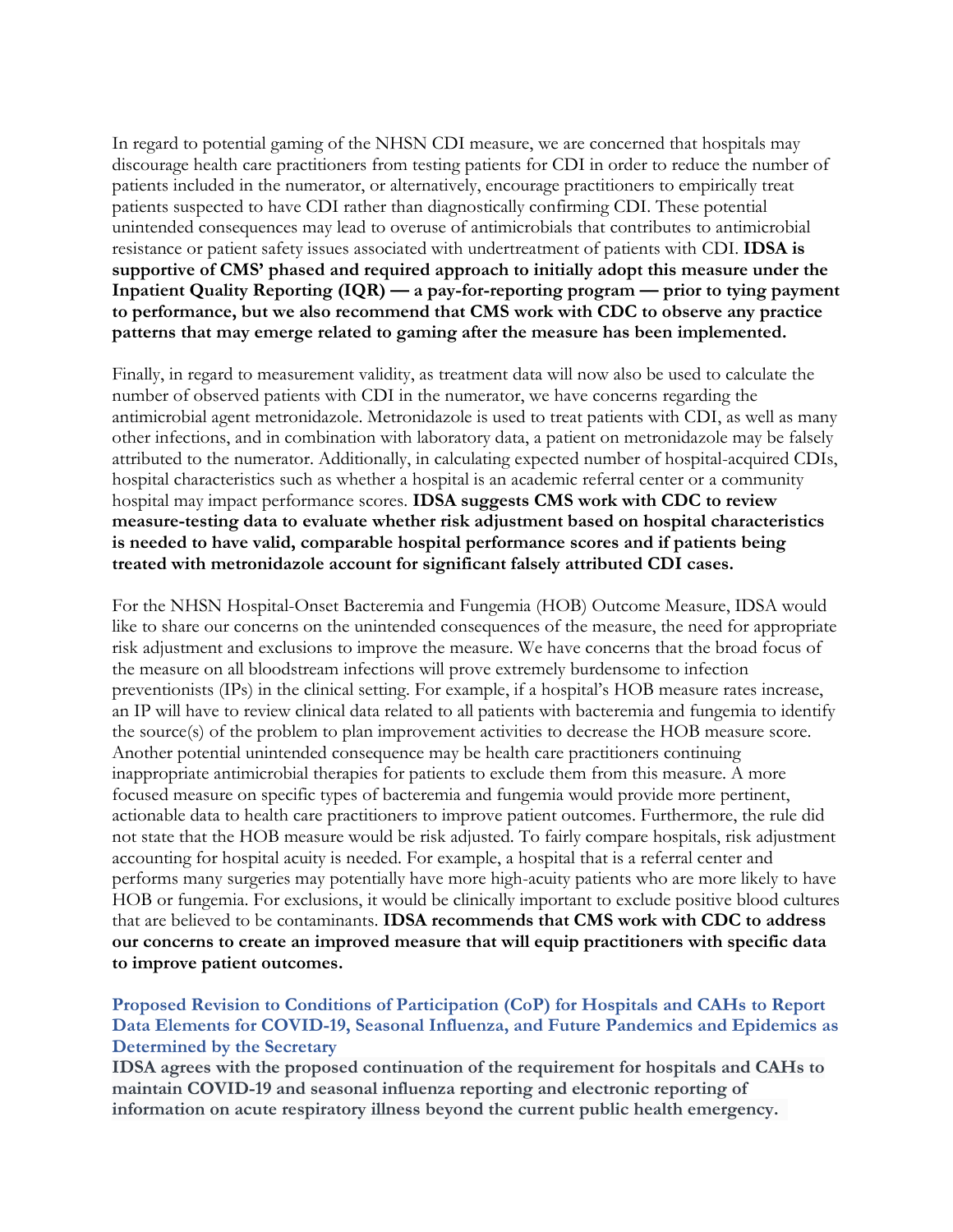In regard to potential gaming of the NHSN CDI measure, we are concerned that hospitals may discourage health care practitioners from testing patients for CDI in order to reduce the number of patients included in the numerator, or alternatively, encourage practitioners to empirically treat patients suspected to have CDI rather than diagnostically confirming CDI. These potential unintended consequences may lead to overuse of antimicrobials that contributes to antimicrobial resistance or patient safety issues associated with undertreatment of patients with CDI. **IDSA is supportive of CMS' phased and required approach to initially adopt this measure under the Inpatient Quality Reporting (IQR) — a pay-for-reporting program — prior to tying payment to performance, but we also recommend that CMS work with CDC to observe any practice patterns that may emerge related to gaming after the measure has been implemented.**

Finally, in regard to measurement validity, as treatment data will now also be used to calculate the number of observed patients with CDI in the numerator, we have concerns regarding the antimicrobial agent metronidazole. Metronidazole is used to treat patients with CDI, as well as many other infections, and in combination with laboratory data, a patient on metronidazole may be falsely attributed to the numerator. Additionally, in calculating expected number of hospital-acquired CDIs, hospital characteristics such as whether a hospital is an academic referral center or a community hospital may impact performance scores. **IDSA suggests CMS work with CDC to review measure-testing data to evaluate whether risk adjustment based on hospital characteristics is needed to have valid, comparable hospital performance scores and if patients being treated with metronidazole account for significant falsely attributed CDI cases.**

For the NHSN Hospital-Onset Bacteremia and Fungemia (HOB) Outcome Measure, IDSA would like to share our concerns on the unintended consequences of the measure, the need for appropriate risk adjustment and exclusions to improve the measure. We have concerns that the broad focus of the measure on all bloodstream infections will prove extremely burdensome to infection preventionists (IPs) in the clinical setting. For example, if a hospital's HOB measure rates increase, an IP will have to review clinical data related to all patients with bacteremia and fungemia to identify the source(s) of the problem to plan improvement activities to decrease the HOB measure score. Another potential unintended consequence may be health care practitioners continuing inappropriate antimicrobial therapies for patients to exclude them from this measure. A more focused measure on specific types of bacteremia and fungemia would provide more pertinent, actionable data to health care practitioners to improve patient outcomes. Furthermore, the rule did not state that the HOB measure would be risk adjusted. To fairly compare hospitals, risk adjustment accounting for hospital acuity is needed. For example, a hospital that is a referral center and performs many surgeries may potentially have more high-acuity patients who are more likely to have HOB or fungemia. For exclusions, it would be clinically important to exclude positive blood cultures that are believed to be contaminants. **IDSA recommends that CMS work with CDC to address our concerns to create an improved measure that will equip practitioners with specific data to improve patient outcomes.**

### Proposed Revision to Conditions of Participation (CoP) for Hospitals and CAHs to Report Data Elements for COVID-19, Seasonal Influenza, and Future Pandemics and Epidemics as Determined by the Secretary

**IDSA agrees with the proposed continuation of the requirement for hospitals and CAHs to maintain COVID-19 and seasonal influenza reporting and electronic reporting of information on acute respiratory illness beyond the current public health emergency.**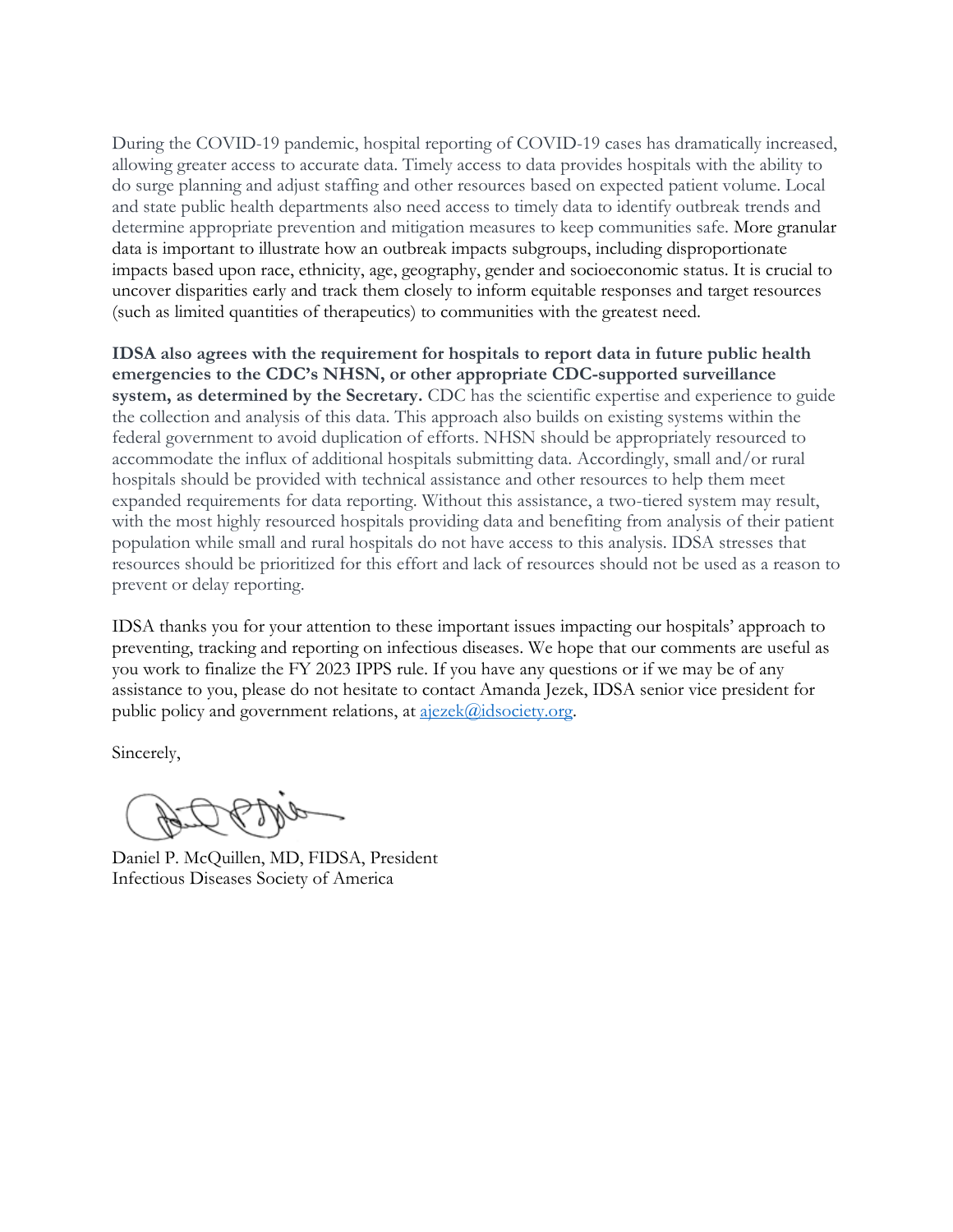During the COVID-19 pandemic, hospital reporting of COVID-19 cases has dramatically increased, allowing greater access to accurate data. Timely access to data provides hospitals with the ability to do surge planning and adjust staffing and other resources based on expected patient volume. Local and state public health departments also need access to timely data to identify outbreak trends and determine appropriate prevention and mitigation measures to keep communities safe. More granular data is important to illustrate how an outbreak impacts subgroups, including disproportionate impacts based upon race, ethnicity, age, geography, gender and socioeconomic status. It is crucial to uncover disparities early and track them closely to inform equitable responses and target resources (such as limited quantities of therapeutics) to communities with the greatest need.

**IDSA also agrees with the requirement for hospitals to report data in future public health emergencies to the CDC's NHSN, or other appropriate CDC-supported surveillance system, as determined by the Secretary.** CDC has the scientific expertise and experience to guide the collection and analysis of this data. This approach also builds on existing systems within the federal government to avoid duplication of efforts. NHSN should be appropriately resourced to accommodate the influx of additional hospitals submitting data. Accordingly, small and/or rural hospitals should be provided with technical assistance and other resources to help them meet expanded requirements for data reporting. Without this assistance, a two-tiered system may result, with the most highly resourced hospitals providing data and benefiting from analysis of their patient population while small and rural hospitals do not have access to this analysis. IDSA stresses that resources should be prioritized for this effort and lack of resources should not be used as a reason to prevent or delay reporting.

IDSA thanks you for your attention to these important issues impacting our hospitals' approach to preventing, tracking and reporting on infectious diseases. We hope that our comments are useful as you work to finalize the FY 2023 IPPS rule. If you have any questions or if we may be of any assistance to you, please do not hesitate to contact Amanda Jezek, IDSA senior vice president for public policy and government relations, at ajezek@idsociety.org.

Sincerely,

Daniel P. McQuillen, MD, FIDSA, President
Infectious Diseases Society of America